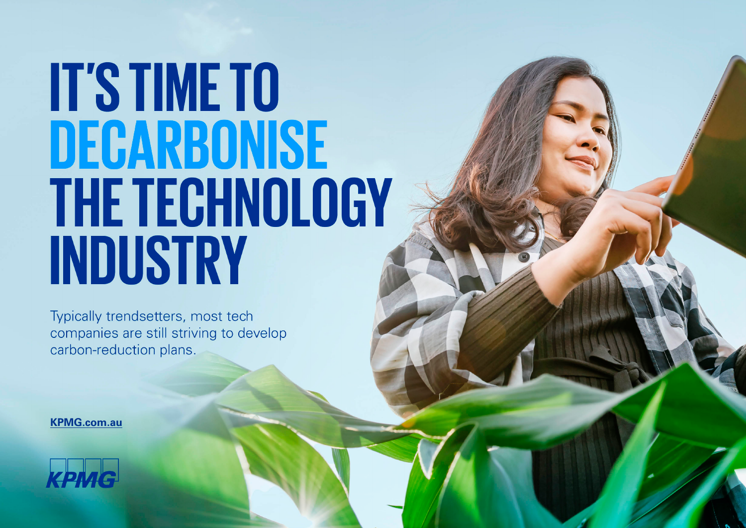# IT'S TIME TO DECARBONISE THE TECHNOLOGY INDUSTRY

Typically trendsetters, most tech companies are still striving to develop carbon-reduction plans.

KPMG.com.au

KPMG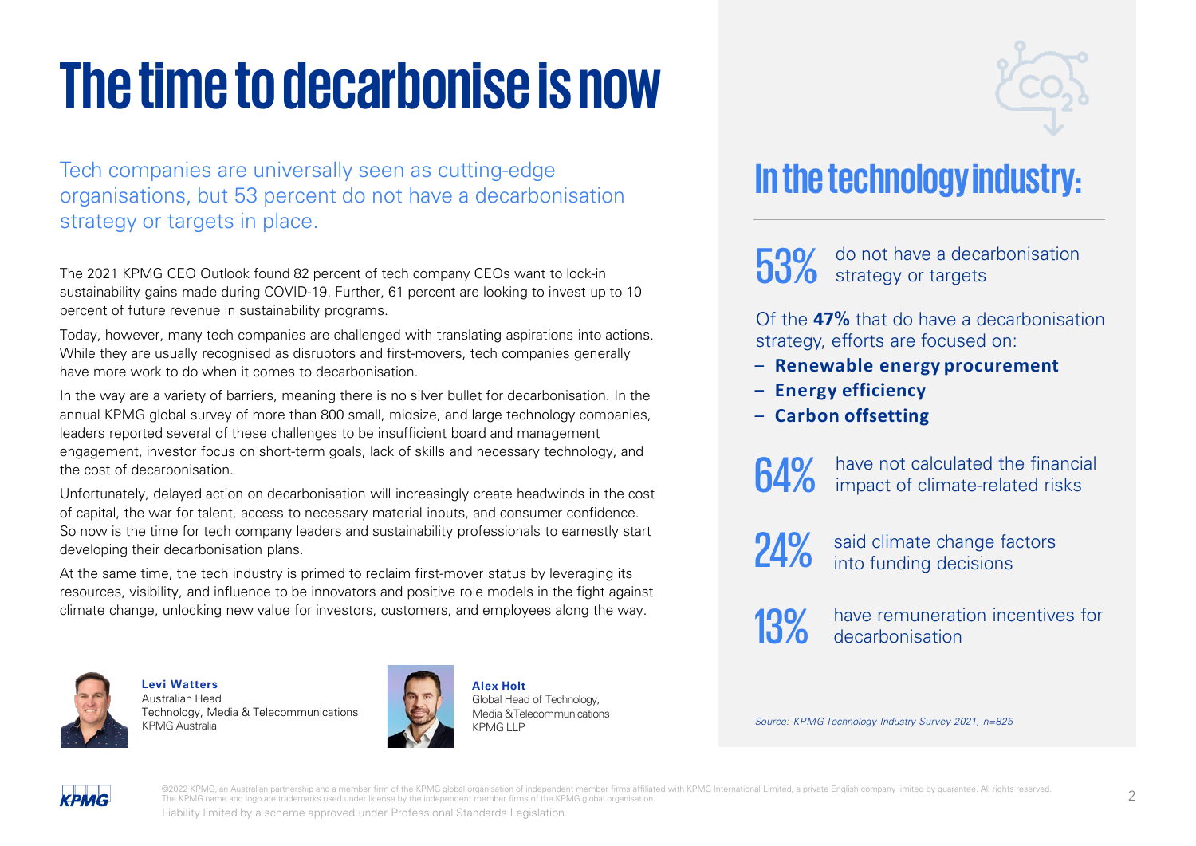# The time to decarbonise is now

Tech companies are universally seen as cutting-edge organisations, but 53 percent do not have a decarbonisation strategy or targets in place.

The 2021 KPMG CEO Outlook found 82 percent of tech company CEOs want to lock-in sustainability gains made during COVID-19. Further, 61 percent are looking to invest up to 10 percent of future revenue in sustainability programs.

Today, however, many tech companies are challenged with translating aspirations into actions. While they are usually recognised as disruptors and first-movers, tech companies generally have more work to do when it comes to decarbonisation.

In the way are a variety of barriers, meaning there is no silver bullet for decarbonisation. In the annual KPMG global survey of more than 800 small, midsize, and large technology companies, leaders reported several of these challenges to be insufficient board and management engagement, investor focus on short-term goals, lack of skills and necessary technology, and the cost of decarbonisation.

Unfortunately, delayed action on decarbonisation will increasingly create headwinds in the cost of capital, the war for talent, access to necessary material inputs, and consumer confidence. So now is the time for tech company leaders and sustainability professionals to earnestly start developing their decarbonisation plans.

At the same time, the tech industry is primed to reclaim first-mover status by leveraging its resources, visibility, and influence to be innovators and positive role models in the fight against climate change, unlocking new value for investors, customers, and employees along the way.

**Levi Watters**
Australian Head
Technology, Media & Telecommunications
KPMG Australia

**Alex Holt**
Global Head of Technology, Media &Telecommunications
KPMG LLP

## In the technology industry:

**53%** do not have a decarbonisation strategy or targets

Of the **47%** that do have a decarbonisation strategy, efforts are focused on:

- **Renewable energy procurement**
- **Energy efficiency**
- **Carbon offsetting**

**64%** have not calculated the financial impact of climate-related risks

**24%** said climate change factors into funding decisions

**13%** have remuneration incentives for decarbonisation

*Source: KPMG Technology Industry Survey 2021, n=825*

©2022 KPMG, an Australian partnership and a member firm of the KPMG global organisation of independent member firms affiliated with KPMG International Limited, a private English company limited by guarantee. All rights reserved. The KPMG name and logo are trademarks used under license by the independent member firms of the KPMG global organisation.

Liability limited by a scheme approved under Professional Standards Legislation.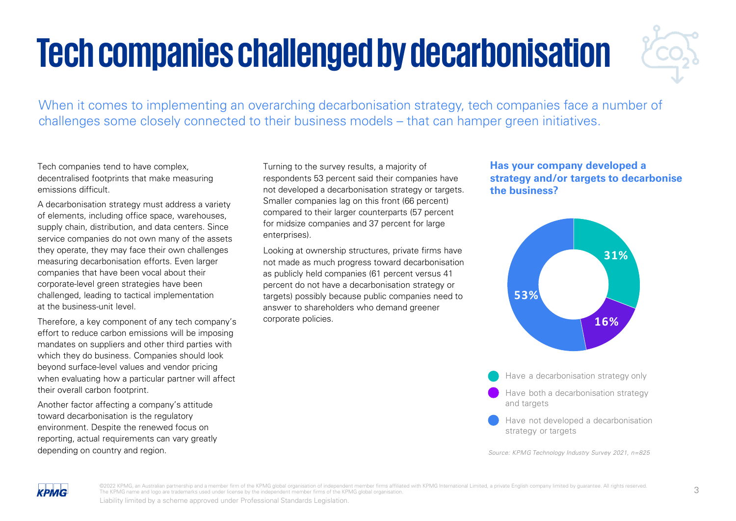# Tech companies challenged by decarbonisation

When it comes to implementing an overarching decarbonisation strategy, tech companies face a number of challenges some closely connected to their business models – that can hamper green initiatives.

Tech companies tend to have complex, decentralised footprints that make measuring emissions difficult.

A decarbonisation strategy must address a variety of elements, including office space, warehouses, supply chain, distribution, and data centers. Since service companies do not own many of the assets they operate, they may face their own challenges measuring decarbonisation efforts. Even larger companies that have been vocal about their corporate-level green strategies have been challenged, leading to tactical implementation at the business-unit level.

Therefore, a key component of any tech company's effort to reduce carbon emissions will be imposing mandates on suppliers and other third parties with which they do business. Companies should look beyond surface-level values and vendor pricing when evaluating how a particular partner will affect their overall carbon footprint.

Another factor affecting a company's attitude toward decarbonisation is the regulatory environment. Despite the renewed focus on reporting, actual requirements can vary greatly depending on country and region.

Turning to the survey results, a majority of respondents 53 percent said their companies have not developed a decarbonisation strategy or targets. Smaller companies lag on this front (66 percent) compared to their larger counterparts (57 percent for midsize companies and 37 percent for large enterprises).

Looking at ownership structures, private firms have not made as much progress toward decarbonisation as publicly held companies (61 percent versus 41 percent do not have a decarbonisation strategy or targets) possibly because public companies need to answer to shareholders who demand greener corporate policies.

**Has your company developed a strategy and/or targets to decarbonise the business?**

| Response | Share |
|---|---|
| Have a decarbonisation strategy only | 31% |
| Have both a decarbonisation strategy and targets | 16% |
| Have not developed a decarbonisation strategy or targets | 53% |

*Source: KPMG Technology Industry Survey 2021, n=825*

©2022 KPMG, an Australian partnership and a member firm of the KPMG global organisation of independent member firms affiliated with KPMG International Limited, a private English company limited by guarantee. All rights reserved. The KPMG name and logo are trademarks used under license by the independent member firms of the KPMG global organisation.

Liability limited by a scheme approved under Professional Standards Legislation.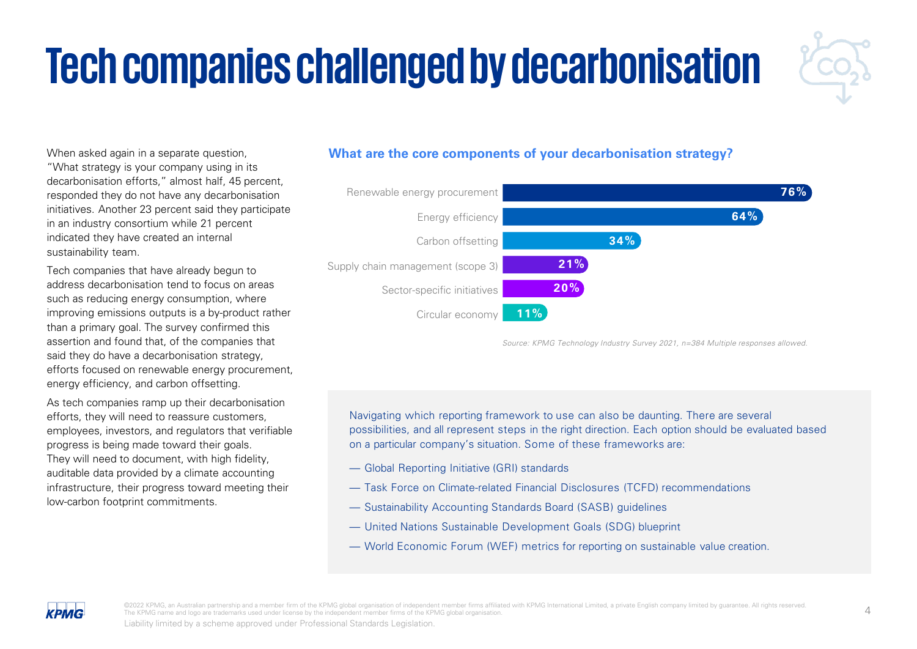# Tech companies challenged by decarbonisation

When asked again in a separate question, "What strategy is your company using in its decarbonisation efforts," almost half, 45 percent, responded they do not have any decarbonisation initiatives. Another 23 percent said they participate in an industry consortium while 21 percent indicated they have created an internal sustainability team.

Tech companies that have already begun to address decarbonisation tend to focus on areas such as reducing energy consumption, where improving emissions outputs is a by-product rather than a primary goal. The survey confirmed this assertion and found that, of the companies that said they do have a decarbonisation strategy, efforts focused on renewable energy procurement, energy efficiency, and carbon offsetting.

As tech companies ramp up their decarbonisation efforts, they will need to reassure customers, employees, investors, and regulators that verifiable progress is being made toward their goals. They will need to document, with high fidelity, auditable data provided by a climate accounting infrastructure, their progress toward meeting their low-carbon footprint commitments.

### What are the core components of your decarbonisation strategy?

| Component | Percentage |
|---|---|
| Renewable energy procurement | 76% |
| Energy efficiency | 64% |
| Carbon offsetting | 34% |
| Supply chain management (scope 3) | 21% |
| Sector-specific initiatives | 20% |
| Circular economy | 11% |

*Source: KPMG Technology Industry Survey 2021, n=384 Multiple responses allowed.*

Navigating which reporting framework to use can also be daunting. There are several possibilities, and all represent steps in the right direction. Each option should be evaluated based on a particular company's situation. Some of these frameworks are:

- Global Reporting Initiative (GRI) standards
- Task Force on Climate-related Financial Disclosures (TCFD) recommendations
- Sustainability Accounting Standards Board (SASB) guidelines
- United Nations Sustainable Development Goals (SDG) blueprint
- World Economic Forum (WEF) metrics for reporting on sustainable value creation.

©2022 KPMG, an Australian partnership and a member firm of the KPMG global organisation of independent member firms affiliated with KPMG International Limited, a private English company limited by guarantee. All rights reserved. The KPMG name and logo are trademarks used under license by the independent member firms of the KPMG global organisation.

Liability limited by a scheme approved under Professional Standards Legislation.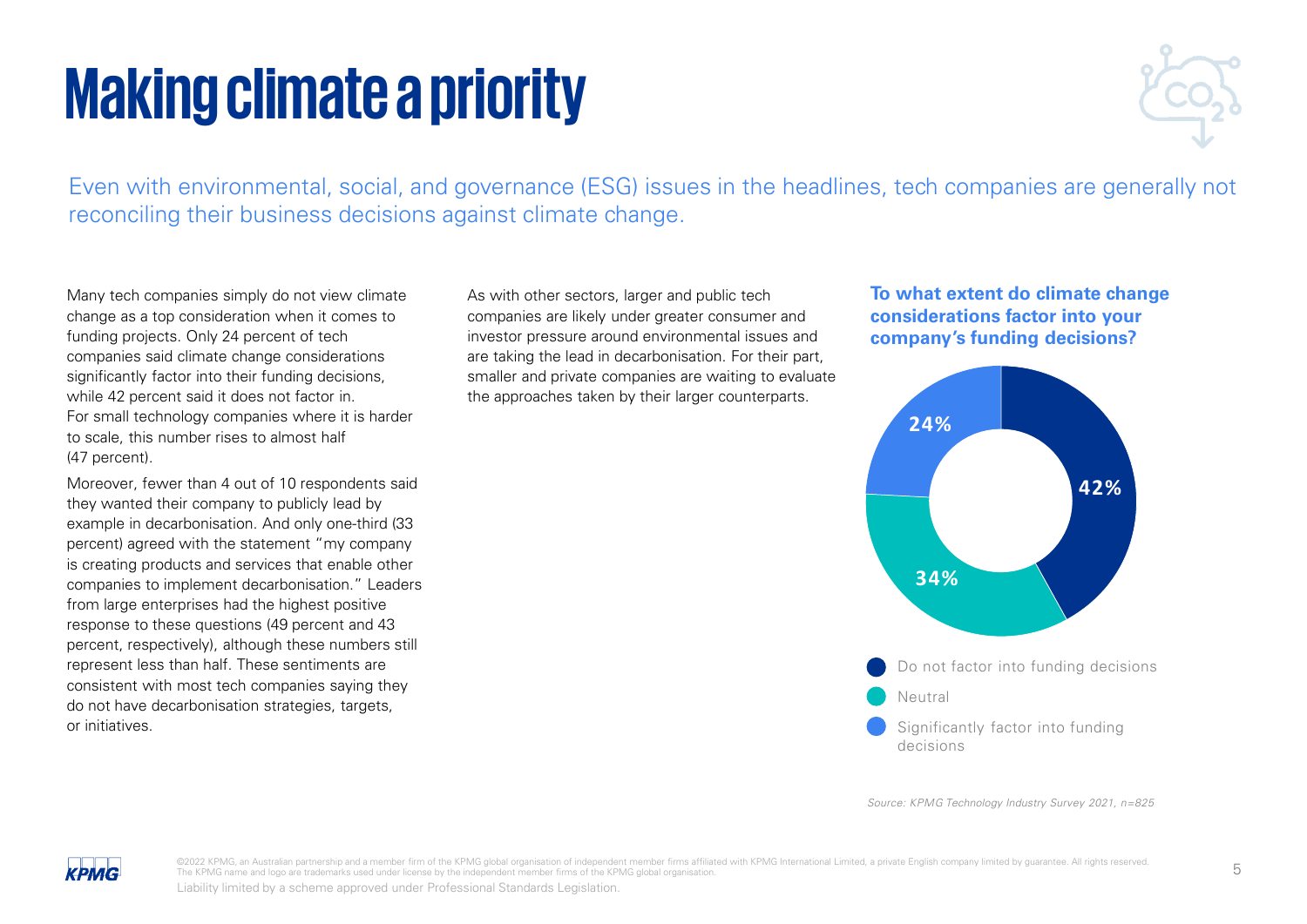# Making climate a priority

Even with environmental, social, and governance (ESG) issues in the headlines, tech companies are generally not reconciling their business decisions against climate change.

Many tech companies simply do not view climate change as a top consideration when it comes to funding projects. Only 24 percent of tech companies said climate change considerations significantly factor into their funding decisions, while 42 percent said it does not factor in. For small technology companies where it is harder to scale, this number rises to almost half (47 percent).

Moreover, fewer than 4 out of 10 respondents said they wanted their company to publicly lead by example in decarbonisation. And only one-third (33 percent) agreed with the statement "my company is creating products and services that enable other companies to implement decarbonisation." Leaders from large enterprises had the highest positive response to these questions (49 percent and 43 percent, respectively), although these numbers still represent less than half. These sentiments are consistent with most tech companies saying they do not have decarbonisation strategies, targets, or initiatives.

As with other sectors, larger and public tech companies are likely under greater consumer and investor pressure around environmental issues and are taking the lead in decarbonisation. For their part, smaller and private companies are waiting to evaluate the approaches taken by their larger counterparts.

**To what extent do climate change considerations factor into your company's funding decisions?**

| Response | Percentage |
|---|---|
| Do not factor into funding decisions | 42% |
| Neutral | 34% |
| Significantly factor into funding decisions | 24% |

*Source: KPMG Technology Industry Survey 2021, n=825*

©2022 KPMG, an Australian partnership and a member firm of the KPMG global organisation of independent member firms affiliated with KPMG International Limited, a private English company limited by guarantee. All rights reserved. The KPMG name and logo are trademarks used under license by the independent member firms of the KPMG global organisation.

Liability limited by a scheme approved under Professional Standards Legislation.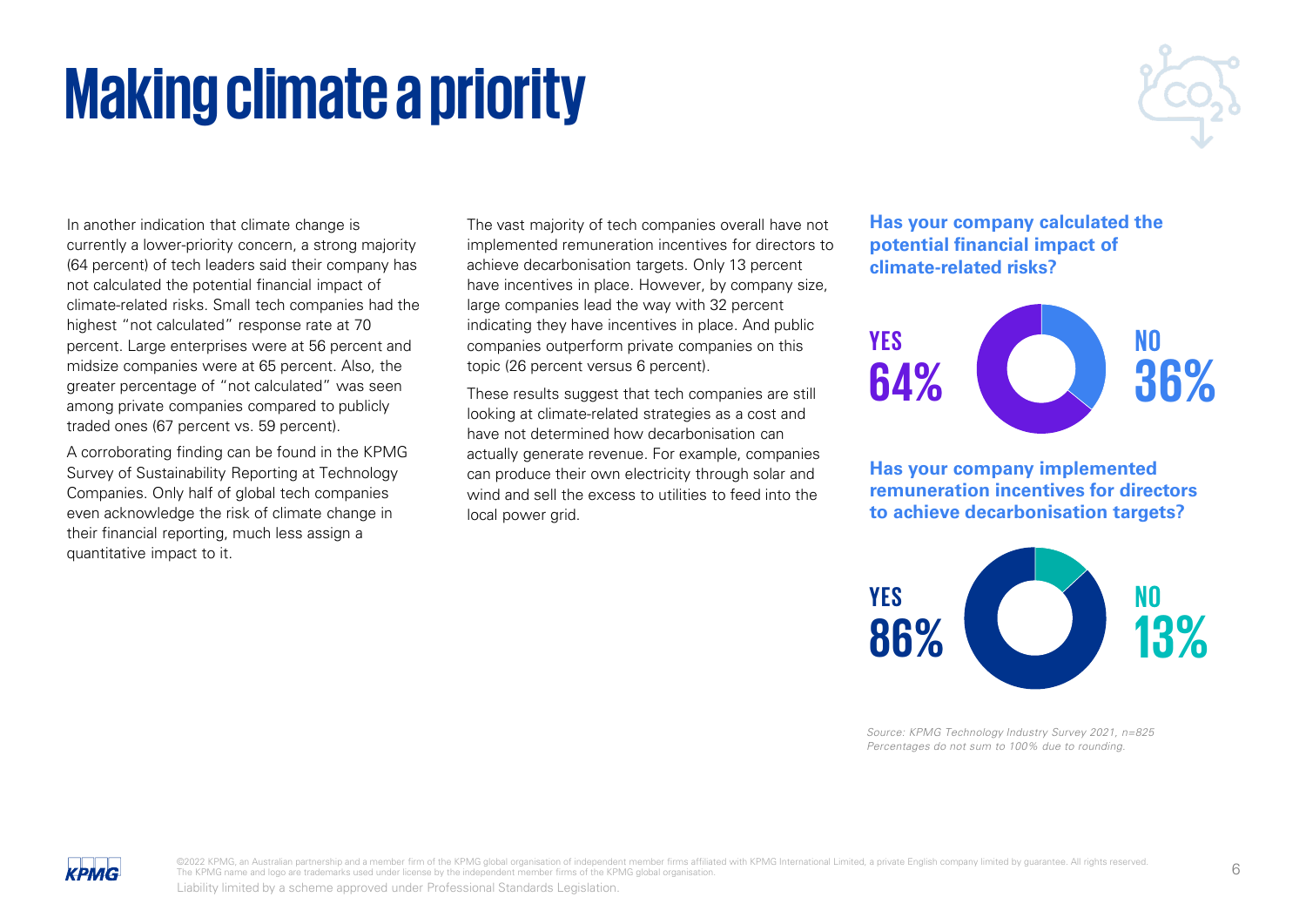# Making climate a priority

In another indication that climate change is currently a lower-priority concern, a strong majority (64 percent) of tech leaders said their company has not calculated the potential financial impact of climate-related risks. Small tech companies had the highest "not calculated" response rate at 70 percent. Large enterprises were at 56 percent and midsize companies were at 65 percent. Also, the greater percentage of "not calculated" was seen among private companies compared to publicly traded ones (67 percent vs. 59 percent).

A corroborating finding can be found in the KPMG Survey of Sustainability Reporting at Technology Companies. Only half of global tech companies even acknowledge the risk of climate change in their financial reporting, much less assign a quantitative impact to it.

The vast majority of tech companies overall have not implemented remuneration incentives for directors to achieve decarbonisation targets. Only 13 percent have incentives in place. However, by company size, large companies lead the way with 32 percent indicating they have incentives in place. And public companies outperform private companies on this topic (26 percent versus 6 percent).

These results suggest that tech companies are still looking at climate-related strategies as a cost and have not determined how decarbonisation can actually generate revenue. For example, companies can produce their own electricity through solar and wind and sell the excess to utilities to feed into the local power grid.

**Has your company calculated the potential financial impact of climate-related risks?**

YES 64%

NO 36%

**Has your company implemented remuneration incentives for directors to achieve decarbonisation targets?**

YES 86%

NO 13%

*Source: KPMG Technology Industry Survey 2021, n=825*
*Percentages do not sum to 100% due to rounding.*

©2022 KPMG, an Australian partnership and a member firm of the KPMG global organisation of independent member firms affiliated with KPMG International Limited, a private English company limited by guarantee. All rights reserved. The KPMG name and logo are trademarks used under license by the independent member firms of the KPMG global organisation.

Liability limited by a scheme approved under Professional Standards Legislation.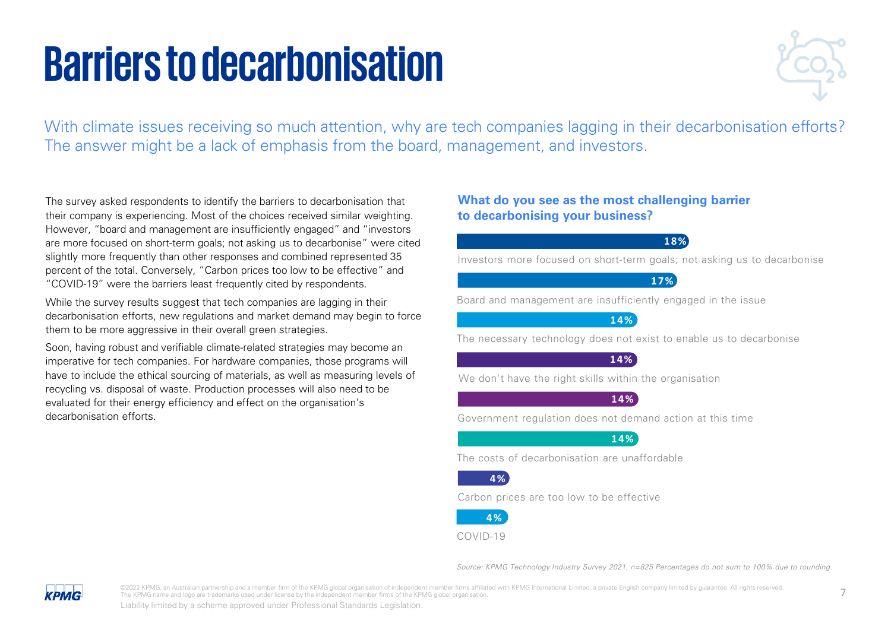# Barriers to decarbonisation

With climate issues receiving so much attention, why are tech companies lagging in their decarbonisation efforts? The answer might be a lack of emphasis from the board, management, and investors.

The survey asked respondents to identify the barriers to decarbonisation that their company is experiencing. Most of the choices received similar weighting. However, "board and management are insufficiently engaged" and "investors are more focused on short-term goals; not asking us to decarbonise" were cited slightly more frequently than other responses and combined represented 35 percent of the total. Conversely, "Carbon prices too low to be effective" and "COVID-19" were the barriers least frequently cited by respondents.

While the survey results suggest that tech companies are lagging in their decarbonisation efforts, new regulations and market demand may begin to force them to be more aggressive in their overall green strategies.

Soon, having robust and verifiable climate-related strategies may become an imperative for tech companies. For hardware companies, those programs will have to include the ethical sourcing of materials, as well as measuring levels of recycling vs. disposal of waste. Production processes will also need to be evaluated for their energy efficiency and effect on the organisation's decarbonisation efforts.

**What do you see as the most challenging barrier to decarbonising your business?**

| Barrier | % |
|---|---|
| Investors more focused on short-term goals; not asking us to decarbonise | 18% |
| Board and management are insufficiently engaged in the issue | 17% |
| The necessary technology does not exist to enable us to decarbonise | 14% |
| We don't have the right skills within the organisation | 14% |
| Government regulation does not demand action at this time | 14% |
| The costs of decarbonisation are unaffordable | 14% |
| Carbon prices are too low to be effective | 4% |
| COVID-19 | 4% |

*Source: KPMG Technology Industry Survey 2021, n=825 Percentages do not sum to 100% due to rounding.*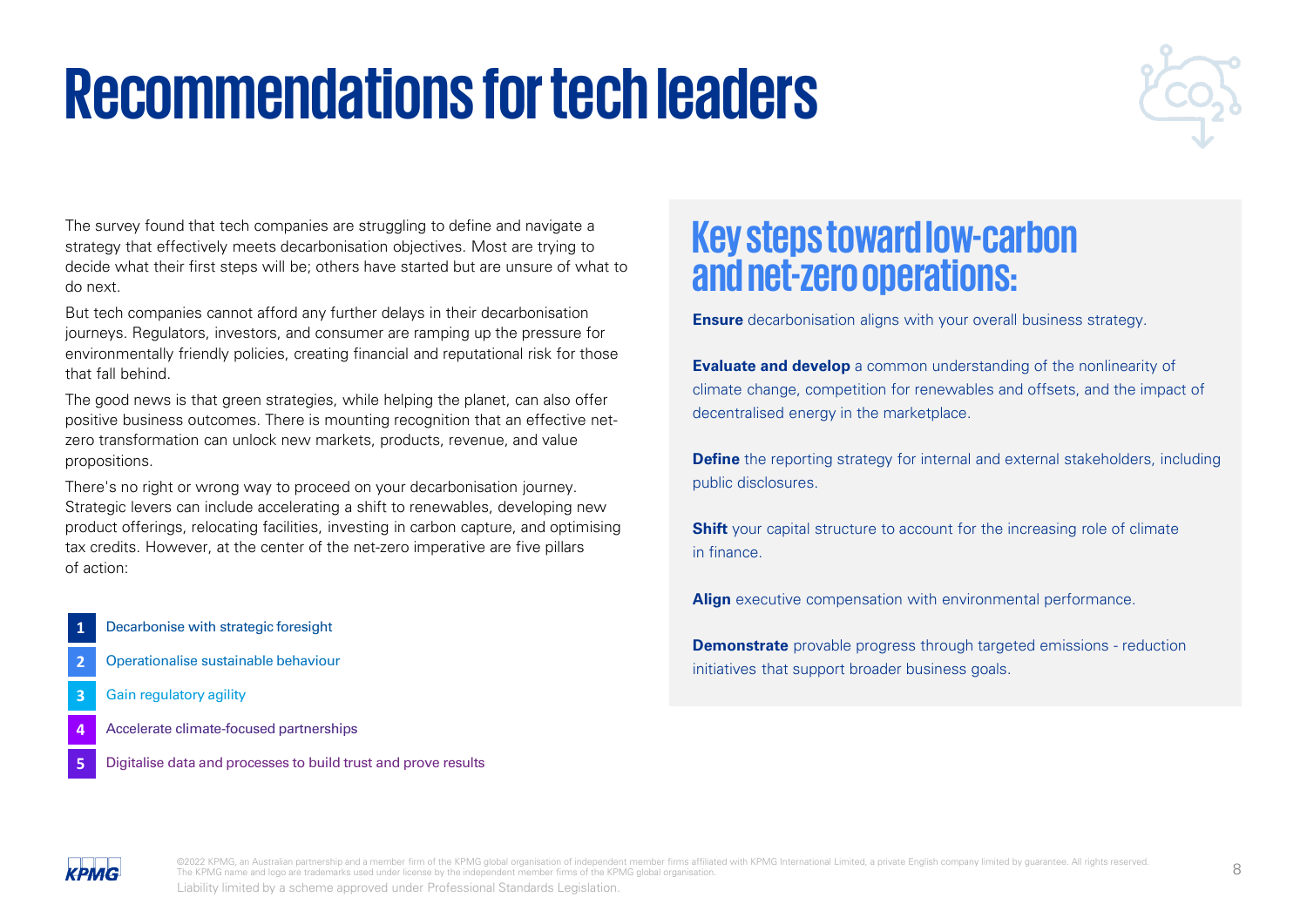# Recommendations for tech leaders

The survey found that tech companies are struggling to define and navigate a strategy that effectively meets decarbonisation objectives. Most are trying to decide what their first steps will be; others have started but are unsure of what to do next.

But tech companies cannot afford any further delays in their decarbonisation journeys. Regulators, investors, and consumer are ramping up the pressure for environmentally friendly policies, creating financial and reputational risk for those that fall behind.

The good news is that green strategies, while helping the planet, can also offer positive business outcomes. There is mounting recognition that an effective net-zero transformation can unlock new markets, products, revenue, and value propositions.

There's no right or wrong way to proceed on your decarbonisation journey. Strategic levers can include accelerating a shift to renewables, developing new product offerings, relocating facilities, investing in carbon capture, and optimising tax credits. However, at the center of the net-zero imperative are five pillars of action:

1. Decarbonise with strategic foresight
2. Operationalise sustainable behaviour
3. Gain regulatory agility
4. Accelerate climate-focused partnerships
5. Digitalise data and processes to build trust and prove results

## Key steps toward low-carbon and net-zero operations:

**Ensure** decarbonisation aligns with your overall business strategy.

**Evaluate and develop** a common understanding of the nonlinearity of climate change, competition for renewables and offsets, and the impact of decentralised energy in the marketplace.

**Define** the reporting strategy for internal and external stakeholders, including public disclosures.

**Shift** your capital structure to account for the increasing role of climate in finance.

**Align** executive compensation with environmental performance.

**Demonstrate** provable progress through targeted emissions - reduction initiatives that support broader business goals.

©2022 KPMG, an Australian partnership and a member firm of the KPMG global organisation of independent member firms affiliated with KPMG International Limited, a private English company limited by guarantee. All rights reserved. The KPMG name and logo are trademarks used under license by the independent member firms of the KPMG global organisation.

Liability limited by a scheme approved under Professional Standards Legislation.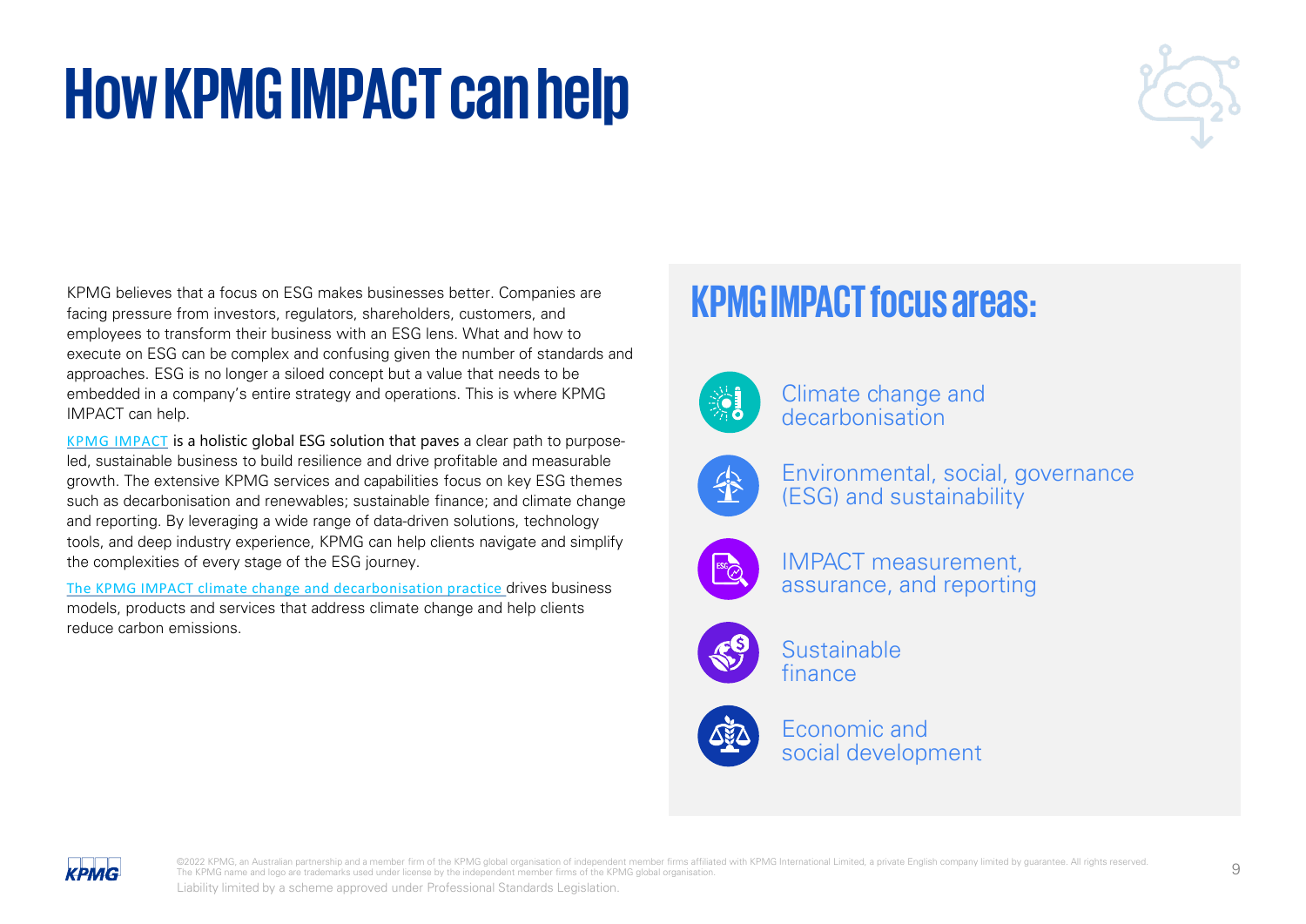# How KPMG IMPACT can help

KPMG believes that a focus on ESG makes businesses better. Companies are facing pressure from investors, regulators, shareholders, customers, and employees to transform their business with an ESG lens. What and how to execute on ESG can be complex and confusing given the number of standards and approaches. ESG is no longer a siloed concept but a value that needs to be embedded in a company's entire strategy and operations. This is where KPMG IMPACT can help.

KPMG IMPACT is a holistic global ESG solution that paves a clear path to purpose-led, sustainable business to build resilience and drive profitable and measurable growth. The extensive KPMG services and capabilities focus on key ESG themes such as decarbonisation and renewables; sustainable finance; and climate change and reporting. By leveraging a wide range of data-driven solutions, technology tools, and deep industry experience, KPMG can help clients navigate and simplify the complexities of every stage of the ESG journey.

The KPMG IMPACT climate change and decarbonisation practice drives business models, products and services that address climate change and help clients reduce carbon emissions.

## KPMG IMPACT focus areas:

- Climate change and decarbonisation
- Environmental, social, governance (ESG) and sustainability
- IMPACT measurement, assurance, and reporting
- Sustainable finance
- Economic and social development

©2022 KPMG, an Australian partnership and a member firm of the KPMG global organisation of independent member firms affiliated with KPMG International Limited, a private English company limited by guarantee. All rights reserved. The KPMG name and logo are trademarks used under license by the independent member firms of the KPMG global organisation.

Liability limited by a scheme approved under Professional Standards Legislation.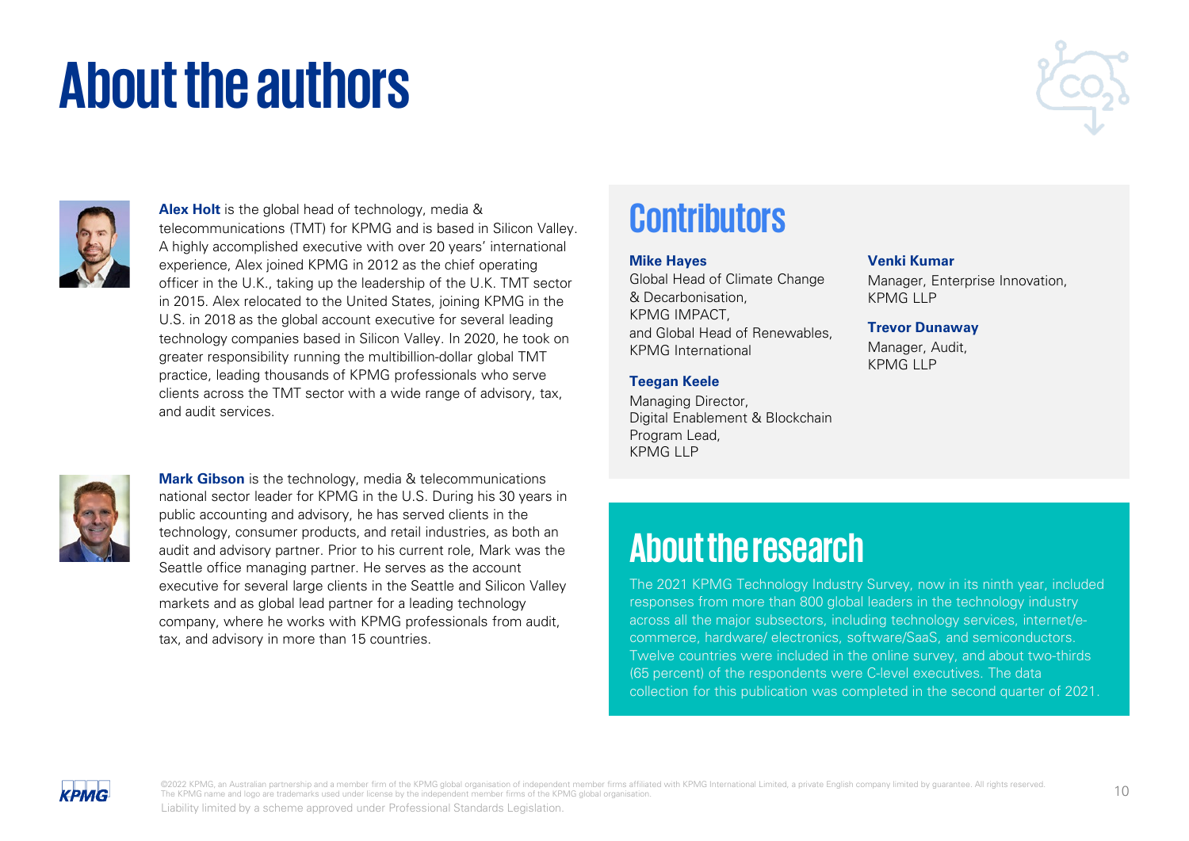# About the authors

**Alex Holt** is the global head of technology, media & telecommunications (TMT) for KPMG and is based in Silicon Valley. A highly accomplished executive with over 20 years' international experience, Alex joined KPMG in 2012 as the chief operating officer in the U.K., taking up the leadership of the U.K. TMT sector in 2015. Alex relocated to the United States, joining KPMG in the U.S. in 2018 as the global account executive for several leading technology companies based in Silicon Valley. In 2020, he took on greater responsibility running the multibillion-dollar global TMT practice, leading thousands of KPMG professionals who serve clients across the TMT sector with a wide range of advisory, tax, and audit services.

**Mark Gibson** is the technology, media & telecommunications national sector leader for KPMG in the U.S. During his 30 years in public accounting and advisory, he has served clients in the technology, consumer products, and retail industries, as both an audit and advisory partner. Prior to his current role, Mark was the Seattle office managing partner. He serves as the account executive for several large clients in the Seattle and Silicon Valley markets and as global lead partner for a leading technology company, where he works with KPMG professionals from audit, tax, and advisory in more than 15 countries.

## Contributors

**Mike Hayes**
Global Head of Climate Change & Decarbonisation,
KPMG IMPACT,
and Global Head of Renewables,
KPMG International

**Teegan Keele**
Managing Director,
Digital Enablement & Blockchain Program Lead,
KPMG LLP

**Venki Kumar**
Manager, Enterprise Innovation,
KPMG LLP

**Trevor Dunaway**
Manager, Audit,
KPMG LLP

## About the research

The 2021 KPMG Technology Industry Survey, now in its ninth year, included responses from more than 800 global leaders in the technology industry across all the major subsectors, including technology services, internet/e-commerce, hardware/ electronics, software/SaaS, and semiconductors. Twelve countries were included in the online survey, and about two-thirds (65 percent) of the respondents were C-level executives. The data collection for this publication was completed in the second quarter of 2021.

©2022 KPMG, an Australian partnership and a member firm of the KPMG global organisation of independent member firms affiliated with KPMG International Limited, a private English company limited by guarantee. All rights reserved. The KPMG name and logo are trademarks used under license by the independent member firms of the KPMG global organisation.

Liability limited by a scheme approved under Professional Standards Legislation.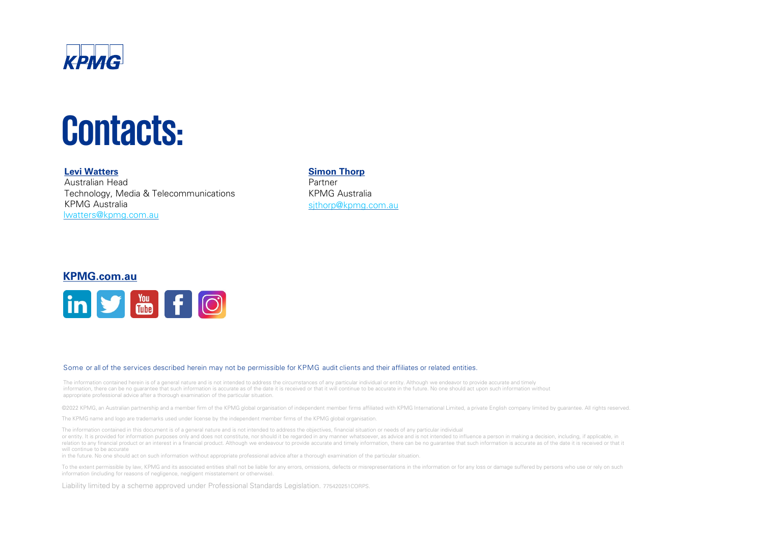# Contacts:

**Levi Watters**
Australian Head
Technology, Media & Telecommunications
KPMG Australia
lwatters@kpmg.com.au

**Simon Thorp**
Partner
KPMG Australia
sjthorp@kpmg.com.au

**KPMG.com.au**

Some or all of the services described herein may not be permissible for KPMG audit clients and their affiliates or related entities.

The information contained herein is of a general nature and is not intended to address the circumstances of any particular individual or entity. Although we endeavor to provide accurate and timely information, there can be no guarantee that such information is accurate as of the date it is received or that it will continue to be accurate in the future. No one should act upon such information without appropriate professional advice after a thorough examination of the particular situation.

©2022 KPMG, an Australian partnership and a member firm of the KPMG global organisation of independent member firms affiliated with KPMG International Limited, a private English company limited by guarantee. All rights reserved.

The KPMG name and logo are trademarks used under license by the independent member firms of the KPMG global organisation.

The information contained in this document is of a general nature and is not intended to address the objectives, financial situation or needs of any particular individual or entity. It is provided for information purposes only and does not constitute, nor should it be regarded in any manner whatsoever, as advice and is not intended to influence a person in making a decision, including, if applicable, in relation to any financial product or an interest in a financial product. Although we endeavour to provide accurate and timely information, there can be no guarantee that such information is accurate as of the date it is received or that it will continue to be accurate in the future. No one should act on such information without appropriate professional advice after a thorough examination of the particular situation.

To the extent permissible by law, KPMG and its associated entities shall not be liable for any errors, omissions, defects or misrepresentations in the information or for any loss or damage suffered by persons who use or rely on such information (including for reasons of negligence, negligent misstatement or otherwise).

Liability limited by a scheme approved under Professional Standards Legislation. 775420251CORPS.